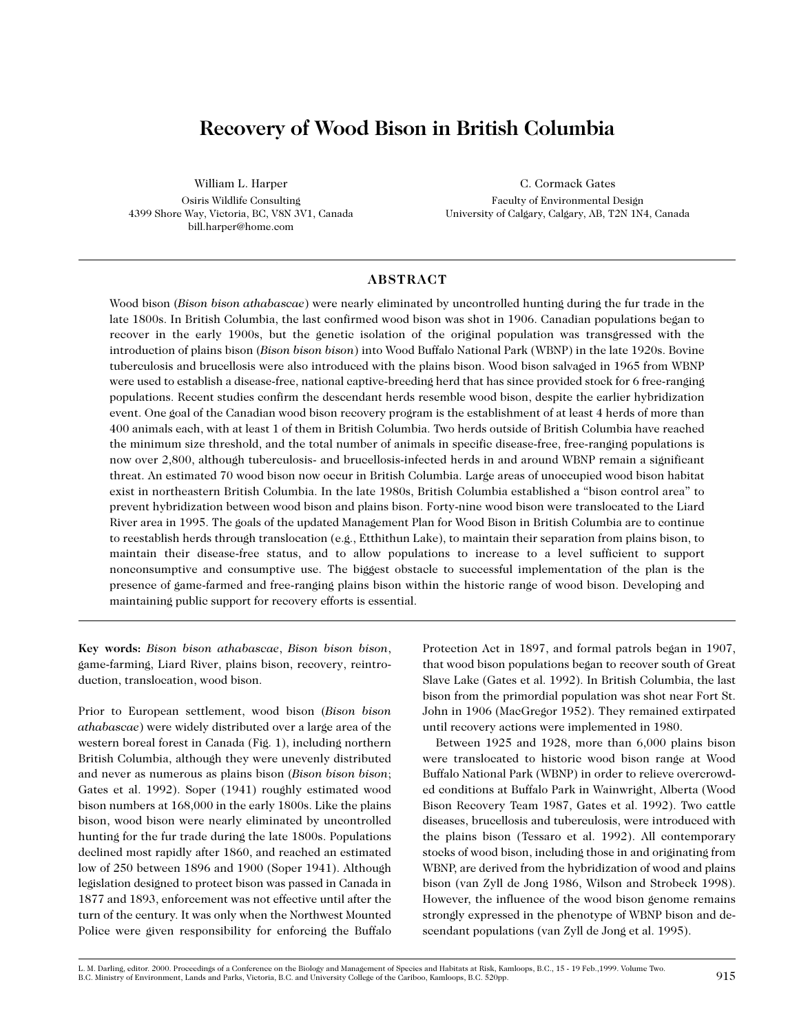# Recovery of Wood Bison in British Columbia

William L. Harper
Osiris Wildlife Consulting
4399 Shore Way, Victoria, BC, V8N 3V1, Canada
bill.harper@home.com

C. Cormack Gates
Faculty of Environmental Design
University of Calgary, Calgary, AB, T2N 1N4, Canada

## ABSTRACT

Wood bison (*Bison bison athabascae*) were nearly eliminated by uncontrolled hunting during the fur trade in the late 1800s. In British Columbia, the last confirmed wood bison was shot in 1906. Canadian populations began to recover in the early 1900s, but the genetic isolation of the original population was transgressed with the introduction of plains bison (*Bison bison bison*) into Wood Buffalo National Park (WBNP) in the late 1920s. Bovine tuberculosis and brucellosis were also introduced with the plains bison. Wood bison salvaged in 1965 from WBNP were used to establish a disease-free, national captive-breeding herd that has since provided stock for 6 free-ranging populations. Recent studies confirm the descendant herds resemble wood bison, despite the earlier hybridization event. One goal of the Canadian wood bison recovery program is the establishment of at least 4 herds of more than 400 animals each, with at least 1 of them in British Columbia. Two herds outside of British Columbia have reached the minimum size threshold, and the total number of animals in specific disease-free, free-ranging populations is now over 2,800, although tuberculosis- and brucellosis-infected herds in and around WBNP remain a significant threat. An estimated 70 wood bison now occur in British Columbia. Large areas of unoccupied wood bison habitat exist in northeastern British Columbia. In the late 1980s, British Columbia established a "bison control area" to prevent hybridization between wood bison and plains bison. Forty-nine wood bison were translocated to the Liard River area in 1995. The goals of the updated Management Plan for Wood Bison in British Columbia are to continue to reestablish herds through translocation (e.g., Etthithun Lake), to maintain their separation from plains bison, to maintain their disease-free status, and to allow populations to increase to a level sufficient to support nonconsumptive and consumptive use. The biggest obstacle to successful implementation of the plan is the presence of game-farmed and free-ranging plains bison within the historic range of wood bison. Developing and maintaining public support for recovery efforts is essential.

**Key words:** *Bison bison athabascae*, *Bison bison bison*, game-farming, Liard River, plains bison, recovery, reintroduction, translocation, wood bison.

Prior to European settlement, wood bison (*Bison bison athabascae*) were widely distributed over a large area of the western boreal forest in Canada (Fig. 1), including northern British Columbia, although they were unevenly distributed and never as numerous as plains bison (*Bison bison bison*; Gates et al. 1992). Soper (1941) roughly estimated wood bison numbers at 168,000 in the early 1800s. Like the plains bison, wood bison were nearly eliminated by uncontrolled hunting for the fur trade during the late 1800s. Populations declined most rapidly after 1860, and reached an estimated low of 250 between 1896 and 1900 (Soper 1941). Although legislation designed to protect bison was passed in Canada in 1877 and 1893, enforcement was not effective until after the turn of the century. It was only when the Northwest Mounted Police were given responsibility for enforcing the Buffalo Protection Act in 1897, and formal patrols began in 1907, that wood bison populations began to recover south of Great Slave Lake (Gates et al. 1992). In British Columbia, the last bison from the primordial population was shot near Fort St. John in 1906 (MacGregor 1952). They remained extirpated until recovery actions were implemented in 1980.

Between 1925 and 1928, more than 6,000 plains bison were translocated to historic wood bison range at Wood Buffalo National Park (WBNP) in order to relieve overcrowded conditions at Buffalo Park in Wainwright, Alberta (Wood Bison Recovery Team 1987, Gates et al. 1992). Two cattle diseases, brucellosis and tuberculosis, were introduced with the plains bison (Tessaro et al. 1992). All contemporary stocks of wood bison, including those in and originating from WBNP, are derived from the hybridization of wood and plains bison (van Zyll de Jong 1986, Wilson and Strobeck 1998). However, the influence of the wood bison genome remains strongly expressed in the phenotype of WBNP bison and descendant populations (van Zyll de Jong et al. 1995).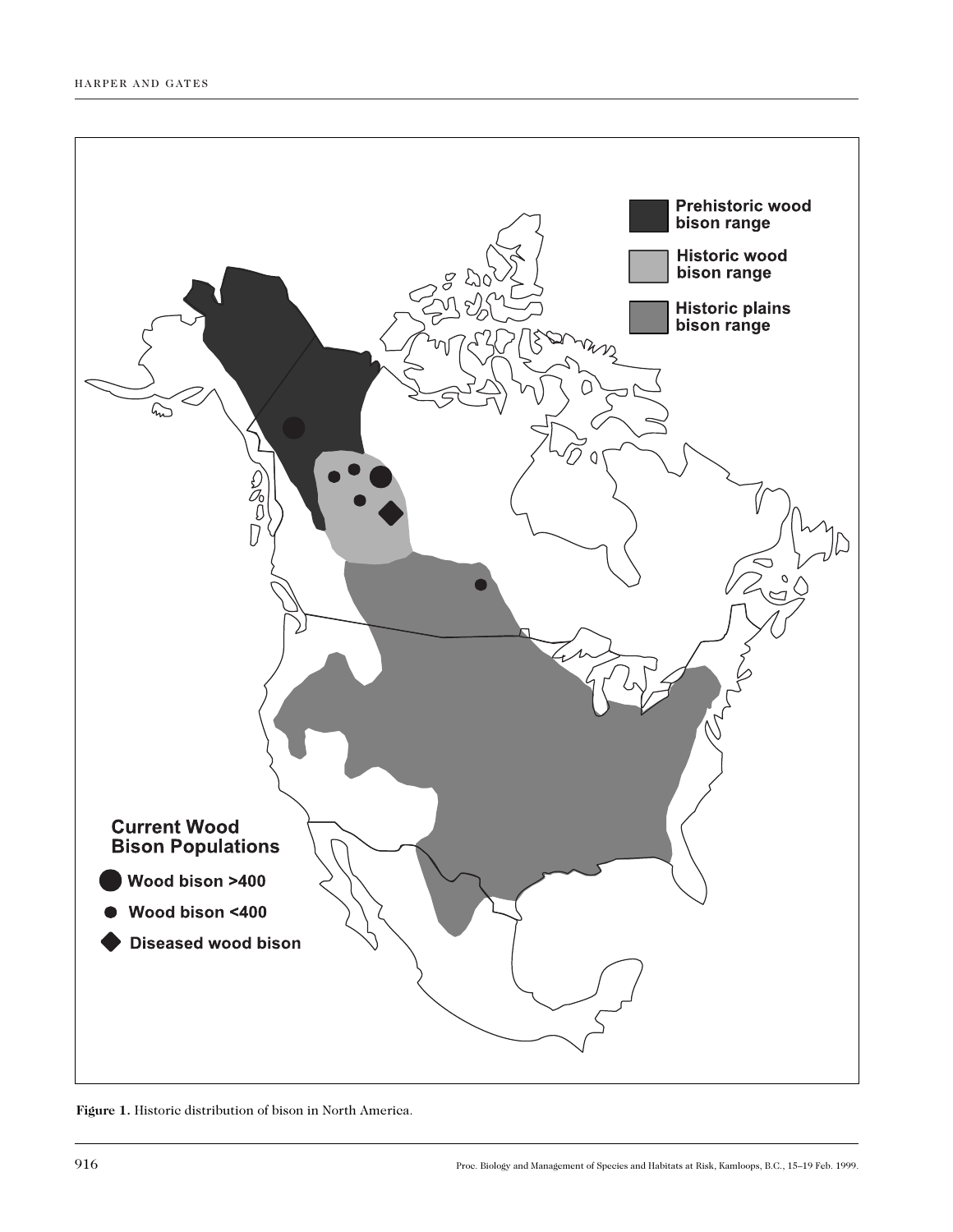**Figure 1.** Historic distribution of bison in North America.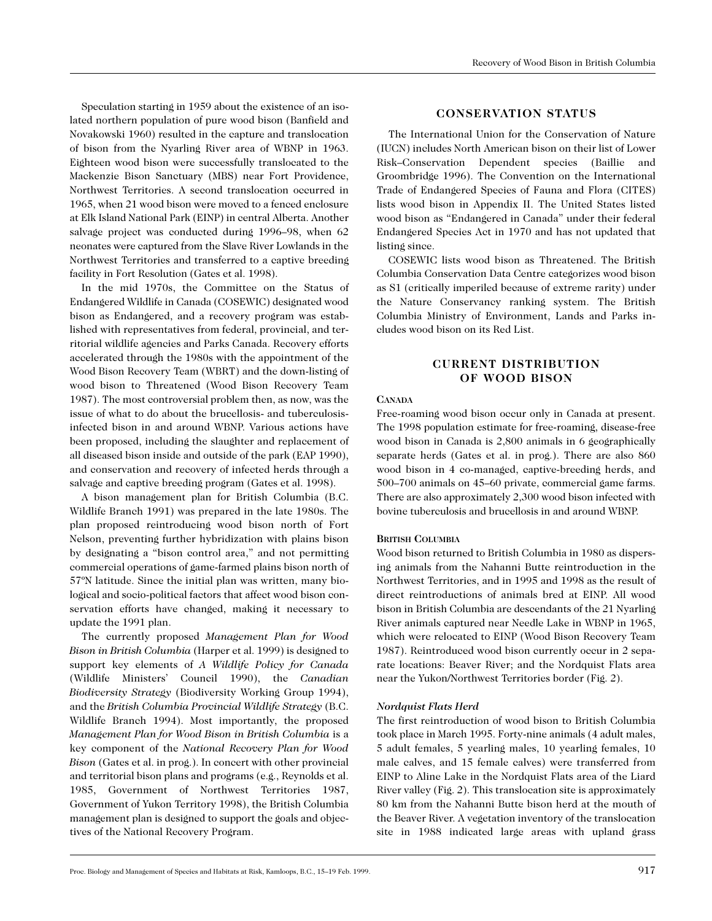Speculation starting in 1959 about the existence of an isolated northern population of pure wood bison (Banfield and Novakowski 1960) resulted in the capture and translocation of bison from the Nyarling River area of WBNP in 1963. Eighteen wood bison were successfully translocated to the Mackenzie Bison Sanctuary (MBS) near Fort Providence, Northwest Territories. A second translocation occurred in 1965, when 21 wood bison were moved to a fenced enclosure at Elk Island National Park (EINP) in central Alberta. Another salvage project was conducted during 1996–98, when 62 neonates were captured from the Slave River Lowlands in the Northwest Territories and transferred to a captive breeding facility in Fort Resolution (Gates et al. 1998).

In the mid 1970s, the Committee on the Status of Endangered Wildlife in Canada (COSEWIC) designated wood bison as Endangered, and a recovery program was established with representatives from federal, provincial, and territorial wildlife agencies and Parks Canada. Recovery efforts accelerated through the 1980s with the appointment of the Wood Bison Recovery Team (WBRT) and the down-listing of wood bison to Threatened (Wood Bison Recovery Team 1987). The most controversial problem then, as now, was the issue of what to do about the brucellosis- and tuberculosis-infected bison in and around WBNP. Various actions have been proposed, including the slaughter and replacement of all diseased bison inside and outside of the park (EAP 1990), and conservation and recovery of infected herds through a salvage and captive breeding program (Gates et al. 1998).

A bison management plan for British Columbia (B.C. Wildlife Branch 1991) was prepared in the late 1980s. The plan proposed reintroducing wood bison north of Fort Nelson, preventing further hybridization with plains bison by designating a "bison control area," and not permitting commercial operations of game-farmed plains bison north of 57°N latitude. Since the initial plan was written, many biological and socio-political factors that affect wood bison conservation efforts have changed, making it necessary to update the 1991 plan.

The currently proposed *Management Plan for Wood Bison in British Columbia* (Harper et al. 1999) is designed to support key elements of *A Wildlife Policy for Canada* (Wildlife Ministers' Council 1990), the *Canadian Biodiversity Strategy* (Biodiversity Working Group 1994), and the *British Columbia Provincial Wildlife Strategy* (B.C. Wildlife Branch 1994). Most importantly, the proposed *Management Plan for Wood Bison in British Columbia* is a key component of the *National Recovery Plan for Wood Bison* (Gates et al. in prog.). In concert with other provincial and territorial bison plans and programs (e.g., Reynolds et al. 1985, Government of Northwest Territories 1987, Government of Yukon Territory 1998), the British Columbia management plan is designed to support the goals and objectives of the National Recovery Program.

## CONSERVATION STATUS

The International Union for the Conservation of Nature (IUCN) includes North American bison on their list of Lower Risk–Conservation Dependent species (Baillie and Groombridge 1996). The Convention on the International Trade of Endangered Species of Fauna and Flora (CITES) lists wood bison in Appendix II. The United States listed wood bison as "Endangered in Canada" under their federal Endangered Species Act in 1970 and has not updated that listing since.

COSEWIC lists wood bison as Threatened. The British Columbia Conservation Data Centre categorizes wood bison as S1 (critically imperiled because of extreme rarity) under the Nature Conservancy ranking system. The British Columbia Ministry of Environment, Lands and Parks includes wood bison on its Red List.

## CURRENT DISTRIBUTION OF WOOD BISON

### Canada

Free-roaming wood bison occur only in Canada at present. The 1998 population estimate for free-roaming, disease-free wood bison in Canada is 2,800 animals in 6 geographically separate herds (Gates et al. in prog.). There are also 860 wood bison in 4 co-managed, captive-breeding herds, and 500–700 animals on 45–60 private, commercial game farms. There are also approximately 2,300 wood bison infected with bovine tuberculosis and brucellosis in and around WBNP.

### British Columbia

Wood bison returned to British Columbia in 1980 as dispersing animals from the Nahanni Butte reintroduction in the Northwest Territories, and in 1995 and 1998 as the result of direct reintroductions of animals bred at EINP. All wood bison in British Columbia are descendants of the 21 Nyarling River animals captured near Needle Lake in WBNP in 1965, which were relocated to EINP (Wood Bison Recovery Team 1987). Reintroduced wood bison currently occur in 2 separate locations: Beaver River; and the Nordquist Flats area near the Yukon/Northwest Territories border (Fig. 2).

#### *Nordquist Flats Herd*

The first reintroduction of wood bison to British Columbia took place in March 1995. Forty-nine animals (4 adult males, 5 adult females, 5 yearling males, 10 yearling females, 10 male calves, and 15 female calves) were transferred from EINP to Aline Lake in the Nordquist Flats area of the Liard River valley (Fig. 2). This translocation site is approximately 80 km from the Nahanni Butte bison herd at the mouth of the Beaver River. A vegetation inventory of the translocation site in 1988 indicated large areas with upland grass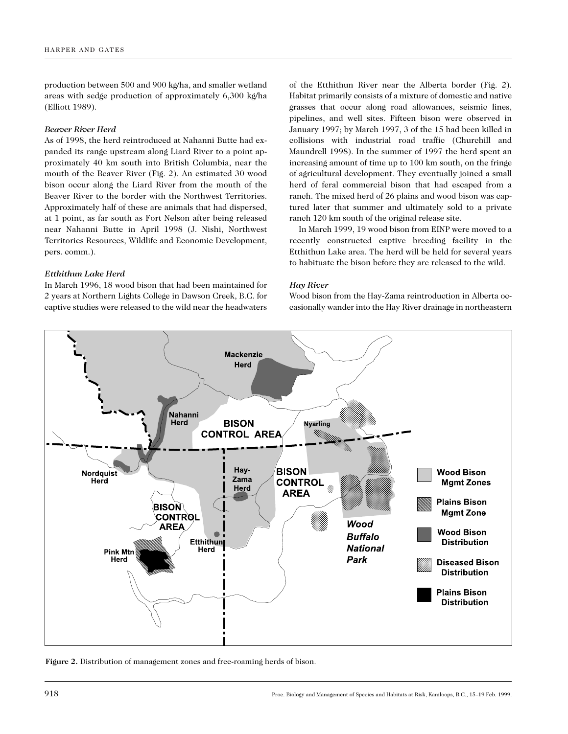production between 500 and 900 kg/ha, and smaller wetland areas with sedge production of approximately 6,300 kg/ha (Elliott 1989).

### *Beaver River Herd*

As of 1998, the herd reintroduced at Nahanni Butte had expanded its range upstream along Liard River to a point approximately 40 km south into British Columbia, near the mouth of the Beaver River (Fig. 2). An estimated 30 wood bison occur along the Liard River from the mouth of the Beaver River to the border with the Northwest Territories. Approximately half of these are animals that had dispersed, at 1 point, as far south as Fort Nelson after being released near Nahanni Butte in April 1998 (J. Nishi, Northwest Territories Resources, Wildlife and Economic Development, pers. comm.).

### *Etthithun Lake Herd*

In March 1996, 18 wood bison that had been maintained for 2 years at Northern Lights College in Dawson Creek, B.C. for captive studies were released to the wild near the headwaters of the Etthithun River near the Alberta border (Fig. 2). Habitat primarily consists of a mixture of domestic and native grasses that occur along road allowances, seismic lines, pipelines, and well sites. Fifteen bison were observed in January 1997; by March 1997, 3 of the 15 had been killed in collisions with industrial road traffic (Churchill and Maundrell 1998). In the summer of 1997 the herd spent an increasing amount of time up to 100 km south, on the fringe of agricultural development. They eventually joined a small herd of feral commercial bison that had escaped from a ranch. The mixed herd of 26 plains and wood bison was captured later that summer and ultimately sold to a private ranch 120 km south of the original release site.

In March 1999, 19 wood bison from EINP were moved to a recently constructed captive breeding facility in the Etthithun Lake area. The herd will be held for several years to habituate the bison before they are released to the wild.

### *Hay River*

Wood bison from the Hay-Zama reintroduction in Alberta occasionally wander into the Hay River drainage in northeastern

**Figure 2.** Distribution of management zones and free-roaming herds of bison.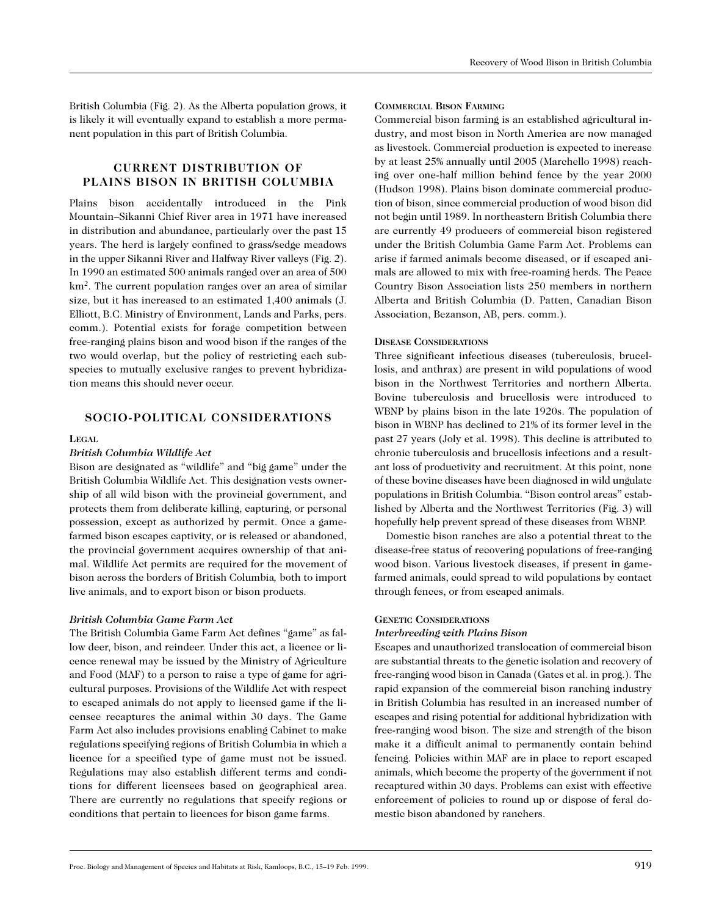British Columbia (Fig. 2). As the Alberta population grows, it is likely it will eventually expand to establish a more permanent population in this part of British Columbia.

## CURRENT DISTRIBUTION OF PLAINS BISON IN BRITISH COLUMBIA

Plains bison accidentally introduced in the Pink Mountain–Sikanni Chief River area in 1971 have increased in distribution and abundance, particularly over the past 15 years. The herd is largely confined to grass/sedge meadows in the upper Sikanni River and Halfway River valleys (Fig. 2). In 1990 an estimated 500 animals ranged over an area of 500 km$^2$. The current population ranges over an area of similar size, but it has increased to an estimated 1,400 animals (J. Elliott, B.C. Ministry of Environment, Lands and Parks, pers. comm.). Potential exists for forage competition between free-ranging plains bison and wood bison if the ranges of the two would overlap, but the policy of restricting each subspecies to mutually exclusive ranges to prevent hybridization means this should never occur.

## SOCIO-POLITICAL CONSIDERATIONS

### Legal

#### *British Columbia Wildlife Act*

Bison are designated as "wildlife" and "big game" under the British Columbia Wildlife Act. This designation vests ownership of all wild bison with the provincial government, and protects them from deliberate killing, capturing, or personal possession, except as authorized by permit. Once a game-farmed bison escapes captivity, or is released or abandoned, the provincial government acquires ownership of that animal. Wildlife Act permits are required for the movement of bison across the borders of British Columbia, both to import live animals, and to export bison or bison products.

#### *British Columbia Game Farm Act*

The British Columbia Game Farm Act defines "game" as fallow deer, bison, and reindeer. Under this act, a licence or licence renewal may be issued by the Ministry of Agriculture and Food (MAF) to a person to raise a type of game for agricultural purposes. Provisions of the Wildlife Act with respect to escaped animals do not apply to licensed game if the licensee recaptures the animal within 30 days. The Game Farm Act also includes provisions enabling Cabinet to make regulations specifying regions of British Columbia in which a licence for a specified type of game must not be issued. Regulations may also establish different terms and conditions for different licensees based on geographical area. There are currently no regulations that specify regions or conditions that pertain to licences for bison game farms.

### Commercial Bison Farming

Commercial bison farming is an established agricultural industry, and most bison in North America are now managed as livestock. Commercial production is expected to increase by at least 25% annually until 2005 (Marchello 1998) reaching over one-half million behind fence by the year 2000 (Hudson 1998). Plains bison dominate commercial production of bison, since commercial production of wood bison did not begin until 1989. In northeastern British Columbia there are currently 49 producers of commercial bison registered under the British Columbia Game Farm Act. Problems can arise if farmed animals become diseased, or if escaped animals are allowed to mix with free-roaming herds. The Peace Country Bison Association lists 250 members in northern Alberta and British Columbia (D. Patten, Canadian Bison Association, Bezanson, AB, pers. comm.).

### Disease Considerations

Three significant infectious diseases (tuberculosis, brucellosis, and anthrax) are present in wild populations of wood bison in the Northwest Territories and northern Alberta. Bovine tuberculosis and brucellosis were introduced to WBNP by plains bison in the late 1920s. The population of bison in WBNP has declined to 21% of its former level in the past 27 years (Joly et al. 1998). This decline is attributed to chronic tuberculosis and brucellosis infections and a resultant loss of productivity and recruitment. At this point, none of these bovine diseases have been diagnosed in wild ungulate populations in British Columbia. "Bison control areas" established by Alberta and the Northwest Territories (Fig. 3) will hopefully help prevent spread of these diseases from WBNP.

Domestic bison ranches are also a potential threat to the disease-free status of recovering populations of free-ranging wood bison. Various livestock diseases, if present in game-farmed animals, could spread to wild populations by contact through fences, or from escaped animals.

### Genetic Considerations

#### *Interbreeding with Plains Bison*

Escapes and unauthorized translocation of commercial bison are substantial threats to the genetic isolation and recovery of free-ranging wood bison in Canada (Gates et al. in prog.). The rapid expansion of the commercial bison ranching industry in British Columbia has resulted in an increased number of escapes and rising potential for additional hybridization with free-ranging wood bison. The size and strength of the bison make it a difficult animal to permanently contain behind fencing. Policies within MAF are in place to report escaped animals, which become the property of the government if not recaptured within 30 days. Problems can exist with effective enforcement of policies to round up or dispose of feral domestic bison abandoned by ranchers.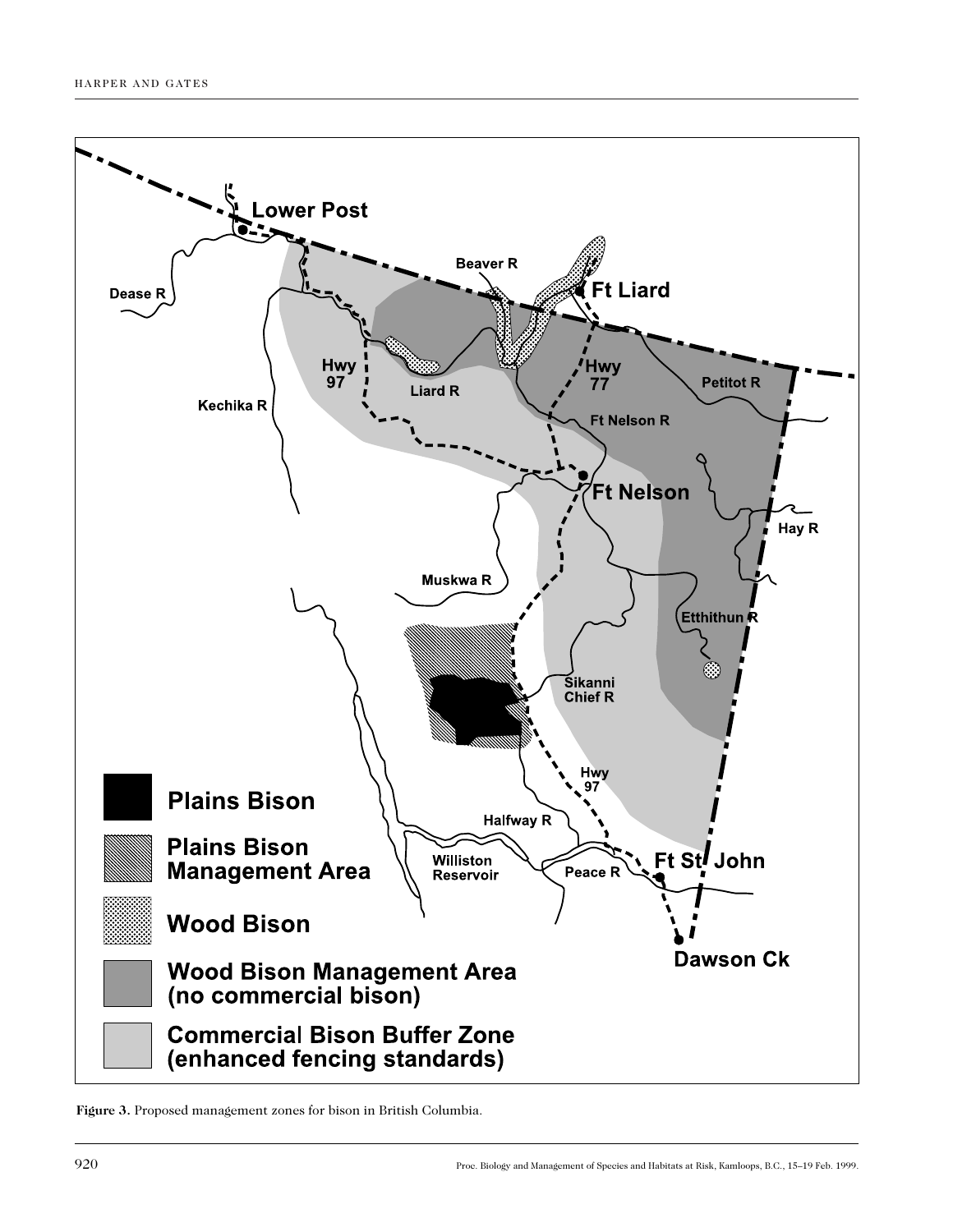Figure 3. Proposed management zones for bison in British Columbia.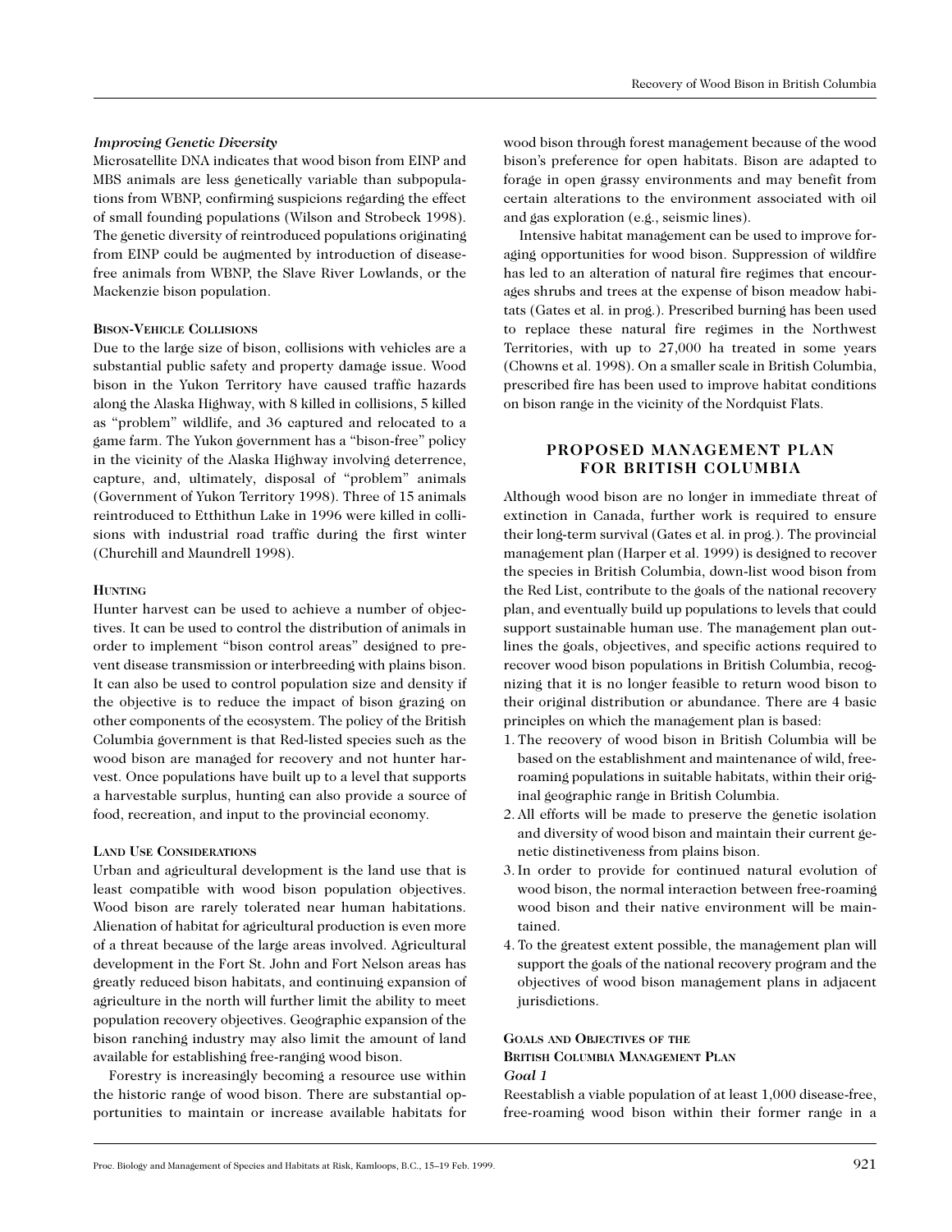### *Improving Genetic Diversity*

Microsatellite DNA indicates that wood bison from EINP and MBS animals are less genetically variable than subpopulations from WBNP, confirming suspicions regarding the effect of small founding populations (Wilson and Strobeck 1998). The genetic diversity of reintroduced populations originating from EINP could be augmented by introduction of disease-free animals from WBNP, the Slave River Lowlands, or the Mackenzie bison population.

### Bison-Vehicle Collisions

Due to the large size of bison, collisions with vehicles are a substantial public safety and property damage issue. Wood bison in the Yukon Territory have caused traffic hazards along the Alaska Highway, with 8 killed in collisions, 5 killed as "problem" wildlife, and 36 captured and relocated to a game farm. The Yukon government has a "bison-free" policy in the vicinity of the Alaska Highway involving deterrence, capture, and, ultimately, disposal of "problem" animals (Government of Yukon Territory 1998). Three of 15 animals reintroduced to Etthithun Lake in 1996 were killed in collisions with industrial road traffic during the first winter (Churchill and Maundrell 1998).

### Hunting

Hunter harvest can be used to achieve a number of objectives. It can be used to control the distribution of animals in order to implement "bison control areas" designed to prevent disease transmission or interbreeding with plains bison. It can also be used to control population size and density if the objective is to reduce the impact of bison grazing on other components of the ecosystem. The policy of the British Columbia government is that Red-listed species such as the wood bison are managed for recovery and not hunter harvest. Once populations have built up to a level that supports a harvestable surplus, hunting can also provide a source of food, recreation, and input to the provincial economy.

### Land Use Considerations

Urban and agricultural development is the land use that is least compatible with wood bison population objectives. Wood bison are rarely tolerated near human habitations. Alienation of habitat for agricultural production is even more of a threat because of the large areas involved. Agricultural development in the Fort St. John and Fort Nelson areas has greatly reduced bison habitats, and continuing expansion of agriculture in the north will further limit the ability to meet population recovery objectives. Geographic expansion of the bison ranching industry may also limit the amount of land available for establishing free-ranging wood bison.

Forestry is increasingly becoming a resource use within the historic range of wood bison. There are substantial opportunities to maintain or increase available habitats for wood bison through forest management because of the wood bison's preference for open habitats. Bison are adapted to forage in open grassy environments and may benefit from certain alterations to the environment associated with oil and gas exploration (e.g., seismic lines).

Intensive habitat management can be used to improve foraging opportunities for wood bison. Suppression of wildfire has led to an alteration of natural fire regimes that encourages shrubs and trees at the expense of bison meadow habitats (Gates et al. in prog.). Prescribed burning has been used to replace these natural fire regimes in the Northwest Territories, with up to 27,000 ha treated in some years (Chowns et al. 1998). On a smaller scale in British Columbia, prescribed fire has been used to improve habitat conditions on bison range in the vicinity of the Nordquist Flats.

## PROPOSED MANAGEMENT PLAN FOR BRITISH COLUMBIA

Although wood bison are no longer in immediate threat of extinction in Canada, further work is required to ensure their long-term survival (Gates et al. in prog.). The provincial management plan (Harper et al. 1999) is designed to recover the species in British Columbia, down-list wood bison from the Red List, contribute to the goals of the national recovery plan, and eventually build up populations to levels that could support sustainable human use. The management plan outlines the goals, objectives, and specific actions required to recover wood bison populations in British Columbia, recognizing that it is no longer feasible to return wood bison to their original distribution or abundance. There are 4 basic principles on which the management plan is based:

1. The recovery of wood bison in British Columbia will be based on the establishment and maintenance of wild, free-roaming populations in suitable habitats, within their original geographic range in British Columbia.
2. All efforts will be made to preserve the genetic isolation and diversity of wood bison and maintain their current genetic distinctiveness from plains bison.
3. In order to provide for continued natural evolution of wood bison, the normal interaction between free-roaming wood bison and their native environment will be maintained.
4. To the greatest extent possible, the management plan will support the goals of the national recovery program and the objectives of wood bison management plans in adjacent jurisdictions.

### Goals and Objectives of the British Columbia Management Plan

#### *Goal 1*

Reestablish a viable population of at least 1,000 disease-free, free-roaming wood bison within their former range in a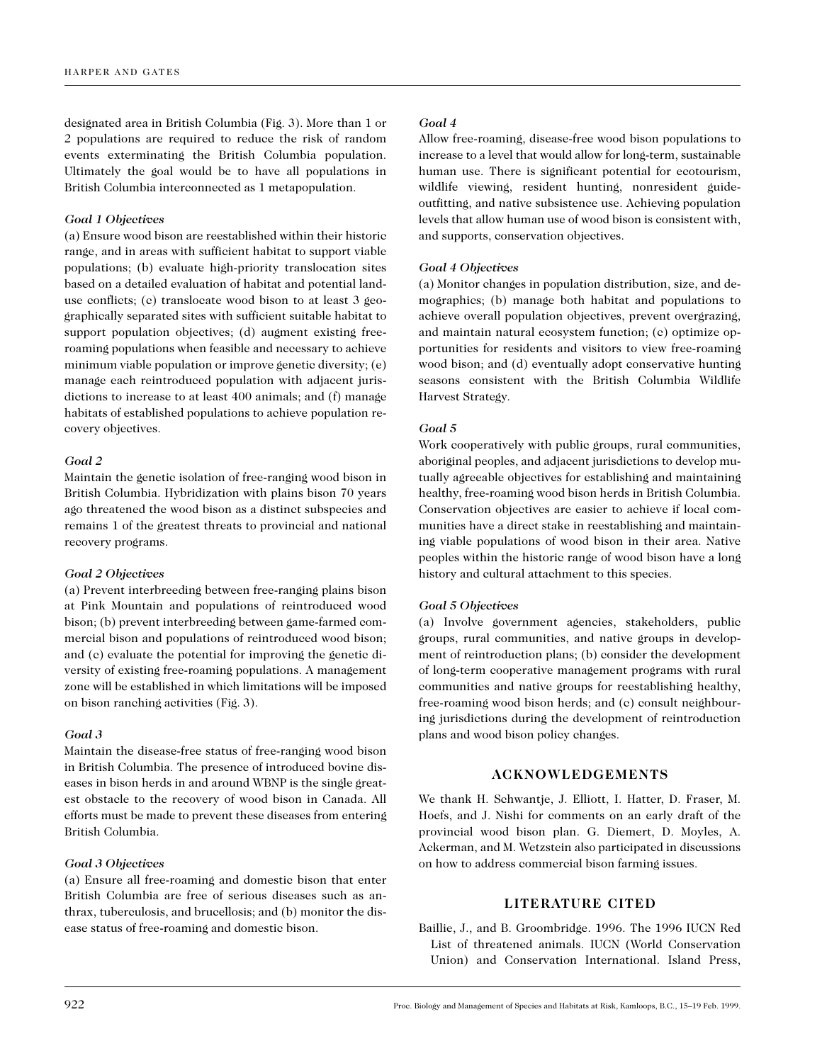designated area in British Columbia (Fig. 3). More than 1 or 2 populations are required to reduce the risk of random events exterminating the British Columbia population. Ultimately the goal would be to have all populations in British Columbia interconnected as 1 metapopulation.

### *Goal 1 Objectives*

(a) Ensure wood bison are reestablished within their historic range, and in areas with sufficient habitat to support viable populations; (b) evaluate high-priority translocation sites based on a detailed evaluation of habitat and potential land-use conflicts; (c) translocate wood bison to at least 3 geographically separated sites with sufficient suitable habitat to support population objectives; (d) augment existing free-roaming populations when feasible and necessary to achieve minimum viable population or improve genetic diversity; (e) manage each reintroduced population with adjacent jurisdictions to increase to at least 400 animals; and (f) manage habitats of established populations to achieve population recovery objectives.

### *Goal 2*

Maintain the genetic isolation of free-ranging wood bison in British Columbia. Hybridization with plains bison 70 years ago threatened the wood bison as a distinct subspecies and remains 1 of the greatest threats to provincial and national recovery programs.

### *Goal 2 Objectives*

(a) Prevent interbreeding between free-ranging plains bison at Pink Mountain and populations of reintroduced wood bison; (b) prevent interbreeding between game-farmed commercial bison and populations of reintroduced wood bison; and (c) evaluate the potential for improving the genetic diversity of existing free-roaming populations. A management zone will be established in which limitations will be imposed on bison ranching activities (Fig. 3).

### *Goal 3*

Maintain the disease-free status of free-ranging wood bison in British Columbia. The presence of introduced bovine diseases in bison herds in and around WBNP is the single greatest obstacle to the recovery of wood bison in Canada. All efforts must be made to prevent these diseases from entering British Columbia.

### *Goal 3 Objectives*

(a) Ensure all free-roaming and domestic bison that enter British Columbia are free of serious diseases such as anthrax, tuberculosis, and brucellosis; and (b) monitor the disease status of free-roaming and domestic bison.

### *Goal 4*

Allow free-roaming, disease-free wood bison populations to increase to a level that would allow for long-term, sustainable human use. There is significant potential for ecotourism, wildlife viewing, resident hunting, nonresident guide-outfitting, and native subsistence use. Achieving population levels that allow human use of wood bison is consistent with, and supports, conservation objectives.

### *Goal 4 Objectives*

(a) Monitor changes in population distribution, size, and demographics; (b) manage both habitat and populations to achieve overall population objectives, prevent overgrazing, and maintain natural ecosystem function; (c) optimize opportunities for residents and visitors to view free-roaming wood bison; and (d) eventually adopt conservative hunting seasons consistent with the British Columbia Wildlife Harvest Strategy.

### *Goal 5*

Work cooperatively with public groups, rural communities, aboriginal peoples, and adjacent jurisdictions to develop mutually agreeable objectives for establishing and maintaining healthy, free-roaming wood bison herds in British Columbia. Conservation objectives are easier to achieve if local communities have a direct stake in reestablishing and maintaining viable populations of wood bison in their area. Native peoples within the historic range of wood bison have a long history and cultural attachment to this species.

### *Goal 5 Objectives*

(a) Involve government agencies, stakeholders, public groups, rural communities, and native groups in development of reintroduction plans; (b) consider the development of long-term cooperative management programs with rural communities and native groups for reestablishing healthy, free-roaming wood bison herds; and (c) consult neighbouring jurisdictions during the development of reintroduction plans and wood bison policy changes.

## ACKNOWLEDGEMENTS

We thank H. Schwantje, J. Elliott, I. Hatter, D. Fraser, M. Hoefs, and J. Nishi for comments on an early draft of the provincial wood bison plan. G. Diemert, D. Moyles, A. Ackerman, and M. Wetzstein also participated in discussions on how to address commercial bison farming issues.

## LITERATURE CITED

Baillie, J., and B. Groombridge. 1996. The 1996 IUCN Red List of threatened animals. IUCN (World Conservation Union) and Conservation International. Island Press,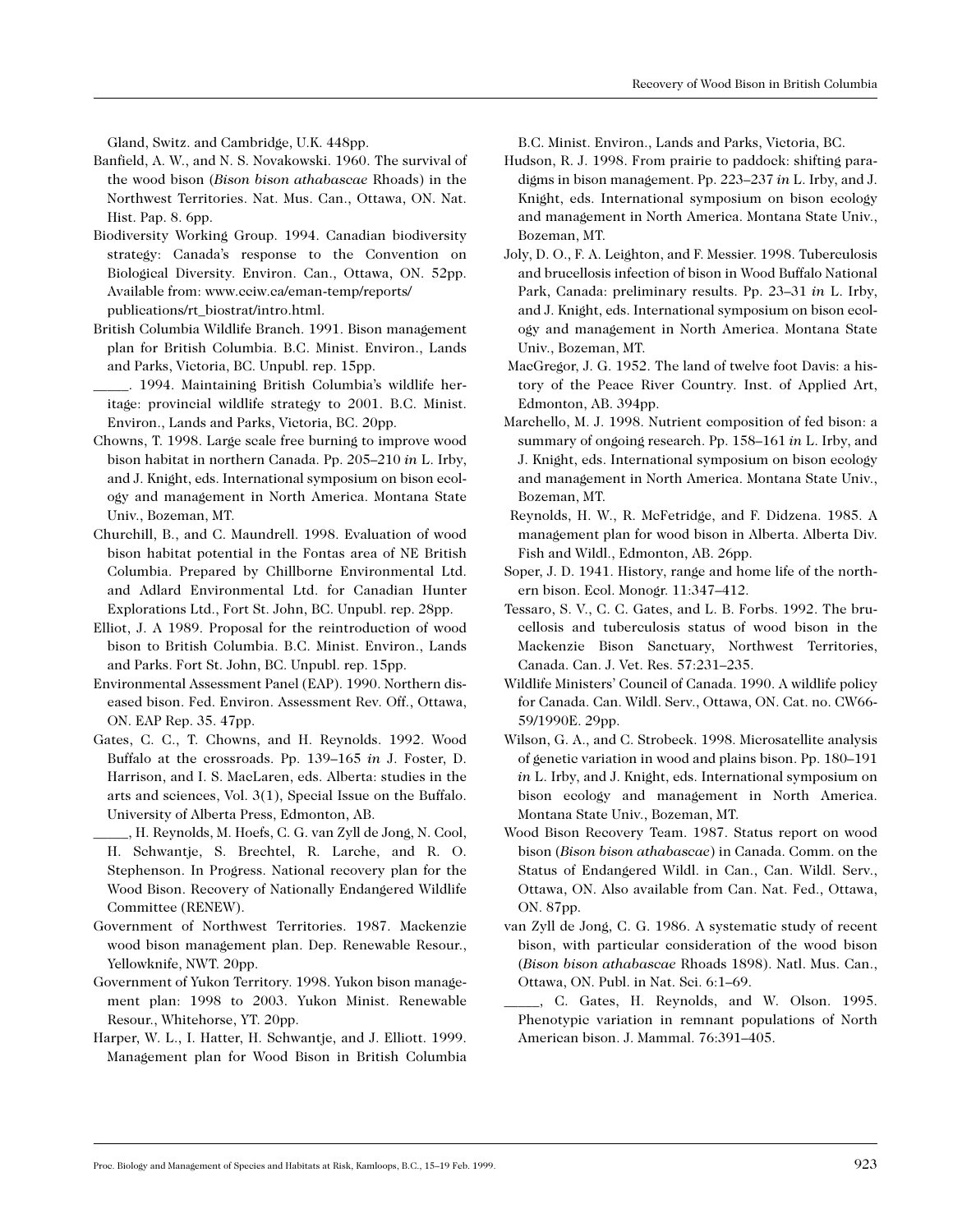Gland, Switz. and Cambridge, U.K. 448pp.

Banfield, A. W., and N. S. Novakowski. 1960. The survival of the wood bison (*Bison bison athabascae* Rhoads) in the Northwest Territories. Nat. Mus. Can., Ottawa, ON. Nat. Hist. Pap. 8. 6pp.

Biodiversity Working Group. 1994. Canadian biodiversity strategy: Canada's response to the Convention on Biological Diversity. Environ. Can., Ottawa, ON. 52pp. Available from: www.cciw.ca/eman-temp/reports/publications/rt_biostrat/intro.html.

British Columbia Wildlife Branch. 1991. Bison management plan for British Columbia. B.C. Minist. Environ., Lands and Parks, Victoria, BC. Unpubl. rep. 15pp.

_____. 1994. Maintaining British Columbia's wildlife heritage: provincial wildlife strategy to 2001. B.C. Minist. Environ., Lands and Parks, Victoria, BC. 20pp.

Chowns, T. 1998. Large scale free burning to improve wood bison habitat in northern Canada. Pp. 205–210 *in* L. Irby, and J. Knight, eds. International symposium on bison ecology and management in North America. Montana State Univ., Bozeman, MT.

Churchill, B., and C. Maundrell. 1998. Evaluation of wood bison habitat potential in the Fontas area of NE British Columbia. Prepared by Chillborne Environmental Ltd. and Adlard Environmental Ltd. for Canadian Hunter Explorations Ltd., Fort St. John, BC. Unpubl. rep. 28pp.

Elliot, J. A 1989. Proposal for the reintroduction of wood bison to British Columbia. B.C. Minist. Environ., Lands and Parks. Fort St. John, BC. Unpubl. rep. 15pp.

Environmental Assessment Panel (EAP). 1990. Northern diseased bison. Fed. Environ. Assessment Rev. Off., Ottawa, ON. EAP Rep. 35. 47pp.

Gates, C. C., T. Chowns, and H. Reynolds. 1992. Wood Buffalo at the crossroads. Pp. 139–165 *in* J. Foster, D. Harrison, and I. S. MacLaren, eds. Alberta: studies in the arts and sciences, Vol. 3(1), Special Issue on the Buffalo. University of Alberta Press, Edmonton, AB.

_____, H. Reynolds, M. Hoefs, C. G. van Zyll de Jong, N. Cool, H. Schwantje, S. Brechtel, R. Larche, and R. O. Stephenson. In Progress. National recovery plan for the Wood Bison. Recovery of Nationally Endangered Wildlife Committee (RENEW).

Government of Northwest Territories. 1987. Mackenzie wood bison management plan. Dep. Renewable Resour., Yellowknife, NWT. 20pp.

Government of Yukon Territory. 1998. Yukon bison management plan: 1998 to 2003. Yukon Minist. Renewable Resour., Whitehorse, YT. 20pp.

Harper, W. L., I. Hatter, H. Schwantje, and J. Elliott. 1999. Management plan for Wood Bison in British Columbia B.C. Minist. Environ., Lands and Parks, Victoria, BC.

Hudson, R. J. 1998. From prairie to paddock: shifting paradigms in bison management. Pp. 223–237 *in* L. Irby, and J. Knight, eds. International symposium on bison ecology and management in North America. Montana State Univ., Bozeman, MT.

Joly, D. O., F. A. Leighton, and F. Messier. 1998. Tuberculosis and brucellosis infection of bison in Wood Buffalo National Park, Canada: preliminary results. Pp. 23–31 *in* L. Irby, and J. Knight, eds. International symposium on bison ecology and management in North America. Montana State Univ., Bozeman, MT.

MacGregor, J. G. 1952. The land of twelve foot Davis: a history of the Peace River Country. Inst. of Applied Art, Edmonton, AB. 394pp.

Marchello, M. J. 1998. Nutrient composition of fed bison: a summary of ongoing research. Pp. 158–161 *in* L. Irby, and J. Knight, eds. International symposium on bison ecology and management in North America. Montana State Univ., Bozeman, MT.

Reynolds, H. W., R. McFetridge, and F. Didzena. 1985. A management plan for wood bison in Alberta. Alberta Div. Fish and Wildl., Edmonton, AB. 26pp.

Soper, J. D. 1941. History, range and home life of the northern bison. Ecol. Monogr. 11:347–412.

Tessaro, S. V., C. C. Gates, and L. B. Forbs. 1992. The brucellosis and tuberculosis status of wood bison in the Mackenzie Bison Sanctuary, Northwest Territories, Canada. Can. J. Vet. Res. 57:231–235.

Wildlife Ministers' Council of Canada. 1990. A wildlife policy for Canada. Can. Wildl. Serv., Ottawa, ON. Cat. no. CW66-59/1990E. 29pp.

Wilson, G. A., and C. Strobeck. 1998. Microsatellite analysis of genetic variation in wood and plains bison. Pp. 180–191 *in* L. Irby, and J. Knight, eds. International symposium on bison ecology and management in North America. Montana State Univ., Bozeman, MT.

Wood Bison Recovery Team. 1987. Status report on wood bison (*Bison bison athabascae*) in Canada. Comm. on the Status of Endangered Wildl. in Can., Can. Wildl. Serv., Ottawa, ON. Also available from Can. Nat. Fed., Ottawa, ON. 87pp.

van Zyll de Jong, C. G. 1986. A systematic study of recent bison, with particular consideration of the wood bison (*Bison bison athabascae* Rhoads 1898). Natl. Mus. Can., Ottawa, ON. Publ. in Nat. Sci. 6:1–69.

_____, C. Gates, H. Reynolds, and W. Olson. 1995. Phenotypic variation in remnant populations of North American bison. J. Mammal. 76:391–405.